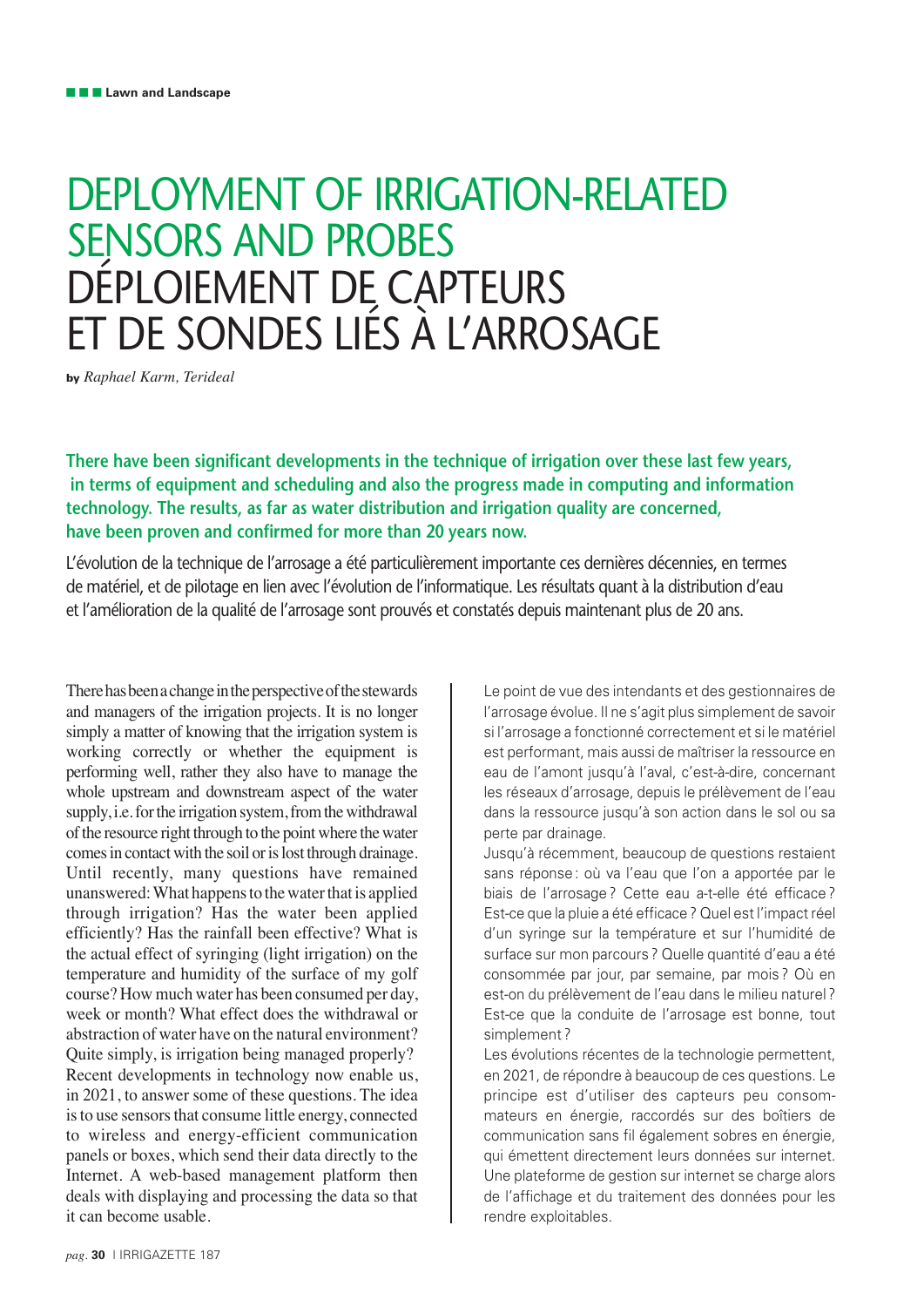# DEPLOYMENT OF IRRIGATION-RELATED SENSORS AND PROBES
# DÉPLOIEMENT DE CAPTEURS ET DE SONDES LIÉS À L'ARROSAGE

**by** *Raphael Karm, Terideal*

**There have been significant developments in the technique of irrigation over these last few years, in terms of equipment and scheduling and also the progress made in computing and information technology. The results, as far as water distribution and irrigation quality are concerned, have been proven and confirmed for more than 20 years now.**

L'évolution de la technique de l'arrosage a été particulièrement importante ces dernières décennies, en termes de matériel, et de pilotage en lien avec l'évolution de l'informatique. Les résultats quant à la distribution d'eau et l'amélioration de la qualité de l'arrosage sont prouvés et constatés depuis maintenant plus de 20 ans.

There has been a change in the perspective of the stewards and managers of the irrigation projects. It is no longer simply a matter of knowing that the irrigation system is working correctly or whether the equipment is performing well, rather they also have to manage the whole upstream and downstream aspect of the water supply, i.e. for the irrigation system, from the withdrawal of the resource right through to the point where the water comes in contact with the soil or is lost through drainage. Until recently, many questions have remained unanswered: What happens to the water that is applied through irrigation? Has the water been applied efficiently? Has the rainfall been effective? What is the actual effect of syringing (light irrigation) on the temperature and humidity of the surface of my golf course? How much water has been consumed per day, week or month? What effect does the withdrawal or abstraction of water have on the natural environment? Quite simply, is irrigation being managed properly? Recent developments in technology now enable us, in 2021, to answer some of these questions. The idea is to use sensors that consume little energy, connected to wireless and energy-efficient communication panels or boxes, which send their data directly to the Internet. A web-based management platform then deals with displaying and processing the data so that it can become usable.

Le point de vue des intendants et des gestionnaires de l'arrosage évolue. Il ne s'agit plus simplement de savoir si l'arrosage a fonctionné correctement et si le matériel est performant, mais aussi de maîtriser la ressource en eau de l'amont jusqu'à l'aval, c'est-à-dire, concernant les réseaux d'arrosage, depuis le prélèvement de l'eau dans la ressource jusqu'à son action dans le sol ou sa perte par drainage.
Jusqu'à récemment, beaucoup de questions restaient sans réponse : où va l'eau que l'on a apportée par le biais de l'arrosage ? Cette eau a-t-elle été efficace ? Est-ce que la pluie a été efficace ? Quel est l'impact réel d'un syringe sur la température et sur l'humidité de surface sur mon parcours ? Quelle quantité d'eau a été consommée par jour, par semaine, par mois ? Où en est-on du prélèvement de l'eau dans le milieu naturel ? Est-ce que la conduite de l'arrosage est bonne, tout simplement ?
Les évolutions récentes de la technologie permettent, en 2021, de répondre à beaucoup de ces questions. Le principe est d'utiliser des capteurs peu consommateurs en énergie, raccordés sur des boîtiers de communication sans fil également sobres en énergie, qui émettent directement leurs données sur internet. Une plateforme de gestion sur internet se charge alors de l'affichage et du traitement des données pour les rendre exploitables.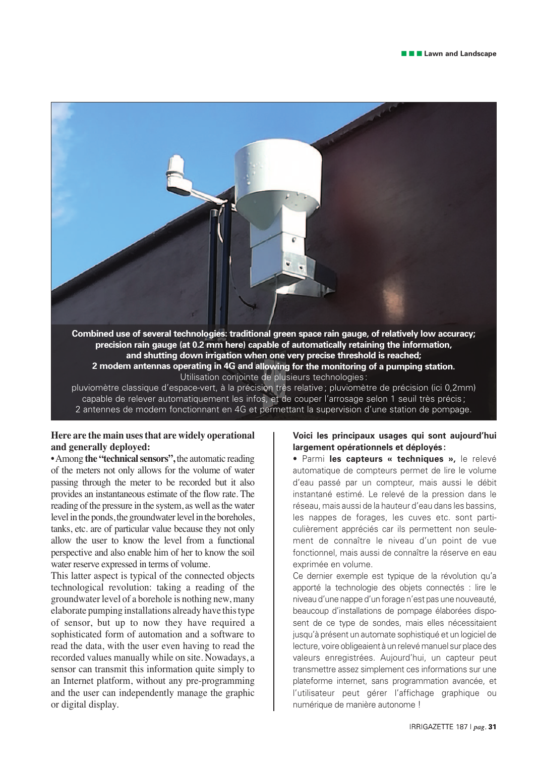**Combined use of several technologies: traditional green space rain gauge, of relatively low accuracy; precision rain gauge (at 0.2 mm here) capable of automatically retaining the information, and shutting down irrigation when one very precise threshold is reached; 2 modem antennas operating in 4G and allowing for the monitoring of a pumping station.**

Utilisation conjointe de plusieurs technologies : pluviomètre classique d'espace-vert, à la précision très relative ; pluviomètre de précision (ici 0,2mm) capable de relever automatiquement les infos, et de couper l'arrosage selon 1 seuil très précis ; 2 antennes de modem fonctionnant en 4G et permettant la supervision d'une station de pompage.

**Here are the main uses that are widely operational and generally deployed:**

• Among **the "technical sensors",** the automatic reading of the meters not only allows for the volume of water passing through the meter to be recorded but it also provides an instantaneous estimate of the flow rate. The reading of the pressure in the system, as well as the water level in the ponds, the groundwater level in the boreholes, tanks, etc. are of particular value because they not only allow the user to know the level from a functional perspective and also enable him of her to know the soil water reserve expressed in terms of volume.

This latter aspect is typical of the connected objects technological revolution: taking a reading of the groundwater level of a borehole is nothing new, many elaborate pumping installations already have this type of sensor, but up to now they have required a sophisticated form of automation and a software to read the data, with the user even having to read the recorded values manually while on site. Nowadays, a sensor can transmit this information quite simply to an Internet platform, without any pre-programming and the user can independently manage the graphic or digital display.

**Voici les principaux usages qui sont aujourd'hui largement opérationnels et déployés :**

• Parmi **les capteurs « techniques »,** le relevé automatique de compteurs permet de lire le volume d'eau passé par un compteur, mais aussi le débit instantané estimé. Le relevé de la pression dans le réseau, mais aussi de la hauteur d'eau dans les bassins, les nappes de forages, les cuves etc. sont particulièrement appréciés car ils permettent non seulement de connaître le niveau d'un point de vue fonctionnel, mais aussi de connaître la réserve en eau exprimée en volume.

Ce dernier exemple est typique de la révolution qu'a apporté la technologie des objets connectés : lire le niveau d'une nappe d'un forage n'est pas une nouveauté, beaucoup d'installations de pompage élaborées disposent de ce type de sondes, mais elles nécessitaient jusqu'à présent un automate sophistiqué et un logiciel de lecture, voire obligeaient à un relevé manuel sur place des valeurs enregistrées. Aujourd'hui, un capteur peut transmettre assez simplement ces informations sur une plateforme internet, sans programmation avancée, et l'utilisateur peut gérer l'affichage graphique ou numérique de manière autonome !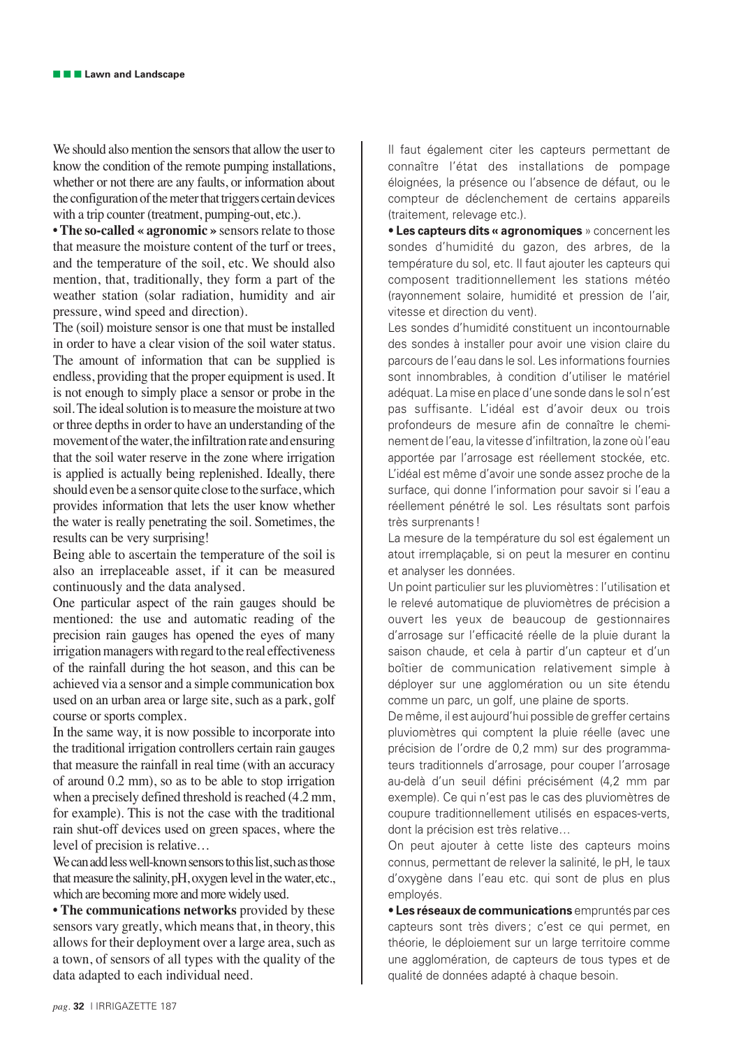We should also mention the sensors that allow the user to know the condition of the remote pumping installations, whether or not there are any faults, or information about the configuration of the meter that triggers certain devices with a trip counter (treatment, pumping-out, etc.).

• **The so-called « agronomic »** sensors relate to those that measure the moisture content of the turf or trees, and the temperature of the soil, etc. We should also mention, that, traditionally, they form a part of the weather station (solar radiation, humidity and air pressure, wind speed and direction).

The (soil) moisture sensor is one that must be installed in order to have a clear vision of the soil water status. The amount of information that can be supplied is endless, providing that the proper equipment is used. It is not enough to simply place a sensor or probe in the soil. The ideal solution is to measure the moisture at two or three depths in order to have an understanding of the movement of the water, the infiltration rate and ensuring that the soil water reserve in the zone where irrigation is applied is actually being replenished. Ideally, there should even be a sensor quite close to the surface, which provides information that lets the user know whether the water is really penetrating the soil. Sometimes, the results can be very surprising!

Being able to ascertain the temperature of the soil is also an irreplaceable asset, if it can be measured continuously and the data analysed.

One particular aspect of the rain gauges should be mentioned: the use and automatic reading of the precision rain gauges has opened the eyes of many irrigation managers with regard to the real effectiveness of the rainfall during the hot season, and this can be achieved via a sensor and a simple communication box used on an urban area or large site, such as a park, golf course or sports complex.

In the same way, it is now possible to incorporate into the traditional irrigation controllers certain rain gauges that measure the rainfall in real time (with an accuracy of around 0.2 mm), so as to be able to stop irrigation when a precisely defined threshold is reached (4.2 mm, for example). This is not the case with the traditional rain shut-off devices used on green spaces, where the level of precision is relative…

We can add less well-known sensors to this list, such as those that measure the salinity, pH, oxygen level in the water, etc., which are becoming more and more widely used.

• **The communications networks** provided by these sensors vary greatly, which means that, in theory, this allows for their deployment over a large area, such as a town, of sensors of all types with the quality of the data adapted to each individual need.

Il faut également citer les capteurs permettant de connaître l'état des installations de pompage éloignées, la présence ou l'absence de défaut, ou le compteur de déclenchement de certains appareils (traitement, relevage etc.).

• **Les capteurs dits « agronomiques** » concernent les sondes d'humidité du gazon, des arbres, de la température du sol, etc. Il faut ajouter les capteurs qui composent traditionnellement les stations météo (rayonnement solaire, humidité et pression de l'air, vitesse et direction du vent).

Les sondes d'humidité constituent un incontournable des sondes à installer pour avoir une vision claire du parcours de l'eau dans le sol. Les informations fournies sont innombrables, à condition d'utiliser le matériel adéquat. La mise en place d'une sonde dans le sol n'est pas suffisante. L'idéal est d'avoir deux ou trois profondeurs de mesure afin de connaître le cheminement de l'eau, la vitesse d'infiltration, la zone où l'eau apportée par l'arrosage est réellement stockée, etc. L'idéal est même d'avoir une sonde assez proche de la surface, qui donne l'information pour savoir si l'eau a réellement pénétré le sol. Les résultats sont parfois très surprenants !

La mesure de la température du sol est également un atout irremplaçable, si on peut la mesurer en continu et analyser les données.

Un point particulier sur les pluviomètres : l'utilisation et le relevé automatique de pluviomètres de précision a ouvert les yeux de beaucoup de gestionnaires d'arrosage sur l'efficacité réelle de la pluie durant la saison chaude, et cela à partir d'un capteur et d'un boîtier de communication relativement simple à déployer sur une agglomération ou un site étendu comme un parc, un golf, une plaine de sports.

De même, il est aujourd'hui possible de greffer certains pluviomètres qui comptent la pluie réelle (avec une précision de l'ordre de 0,2 mm) sur des programmateurs traditionnels d'arrosage, pour couper l'arrosage au-delà d'un seuil défini précisément (4,2 mm par exemple). Ce qui n'est pas le cas des pluviomètres de coupure traditionnellement utilisés en espaces-verts, dont la précision est très relative…

On peut ajouter à cette liste des capteurs moins connus, permettant de relever la salinité, le pH, le taux d'oxygène dans l'eau etc. qui sont de plus en plus employés.

• **Les réseaux de communications** empruntés par ces capteurs sont très divers ; c'est ce qui permet, en théorie, le déploiement sur un large territoire comme une agglomération, de capteurs de tous types et de qualité de données adapté à chaque besoin.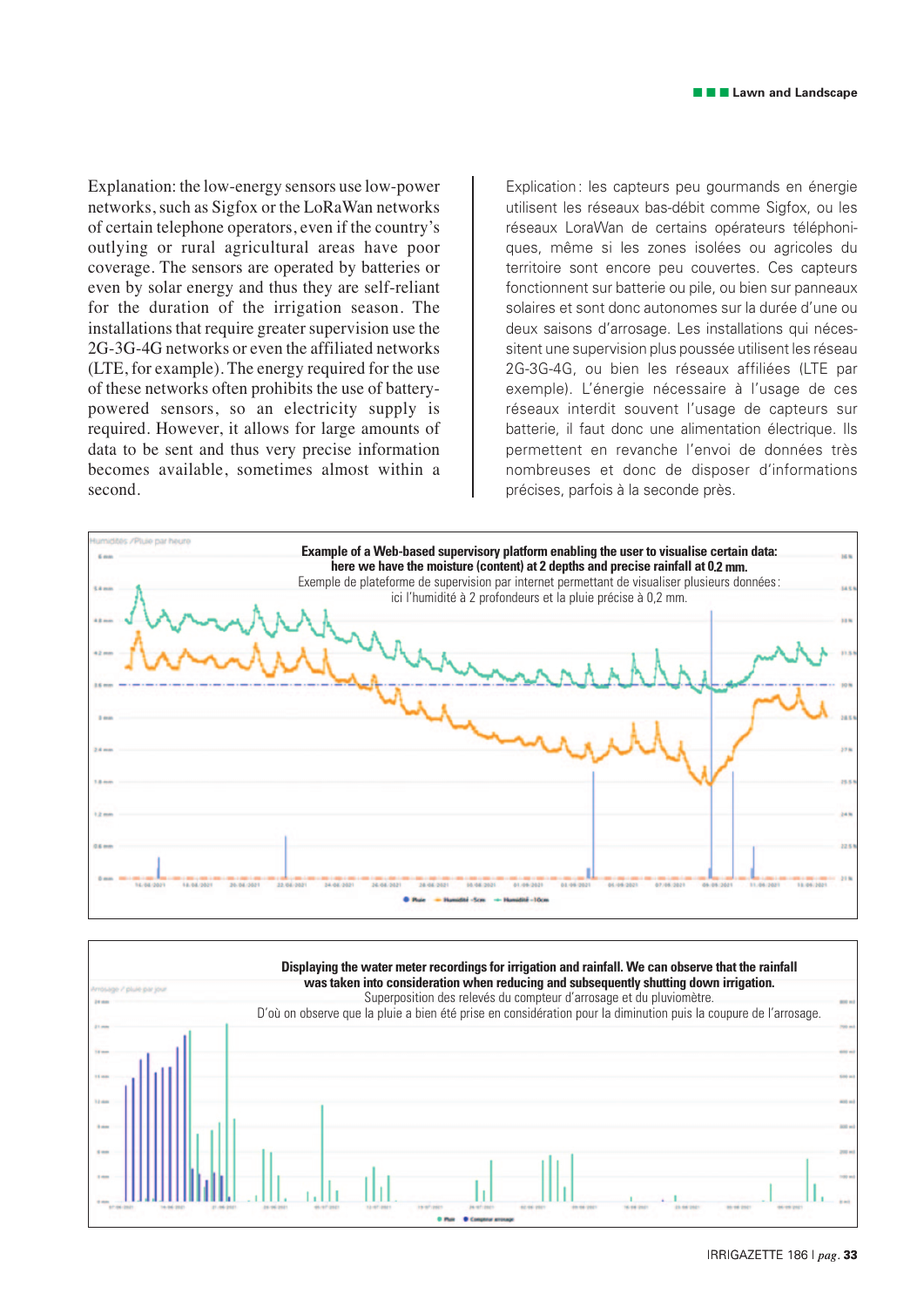Explanation: the low-energy sensors use low-power networks, such as Sigfox or the LoRaWan networks of certain telephone operators, even if the country's outlying or rural agricultural areas have poor coverage. The sensors are operated by batteries or even by solar energy and thus they are self-reliant for the duration of the irrigation season. The installations that require greater supervision use the 2G-3G-4G networks or even the affiliated networks (LTE, for example). The energy required for the use of these networks often prohibits the use of battery-powered sensors, so an electricity supply is required. However, it allows for large amounts of data to be sent and thus very precise information becomes available, sometimes almost within a second.

Explication : les capteurs peu gourmands en énergie utilisent les réseaux bas-débit comme Sigfox, ou les réseaux LoraWan de certains opérateurs téléphoniques, même si les zones isolées ou agricoles du territoire sont encore peu couvertes. Ces capteurs fonctionnent sur batterie ou pile, ou bien sur panneaux solaires et sont donc autonomes sur la durée d'une ou deux saisons d'arrosage. Les installations qui nécessitent une supervision plus poussée utilisent les réseau 2G-3G-4G, ou bien les réseaux affiliées (LTE par exemple). L'énergie nécessaire à l'usage de ces réseaux interdit souvent l'usage de capteurs sur batterie, il faut donc une alimentation électrique. Ils permettent en revanche l'envoi de données très nombreuses et donc de disposer d'informations précises, parfois à la seconde près.

**Example of a Web-based supervisory platform enabling the user to visualise certain data: here we have the moisture (content) at 2 depths and precise rainfall at 0.2 mm.**
Exemple de plateforme de supervision par internet permettant de visualiser plusieurs données : ici l'humidité à 2 profondeurs et la pluie précise à 0,2 mm.

**Displaying the water meter recordings for irrigation and rainfall. We can observe that the rainfall was taken into consideration when reducing and subsequently shutting down irrigation.**
Superposition des relevés du compteur d'arrosage et du pluviomètre.
D'où on observe que la pluie a bien été prise en considération pour la diminution puis la coupure de l'arrosage.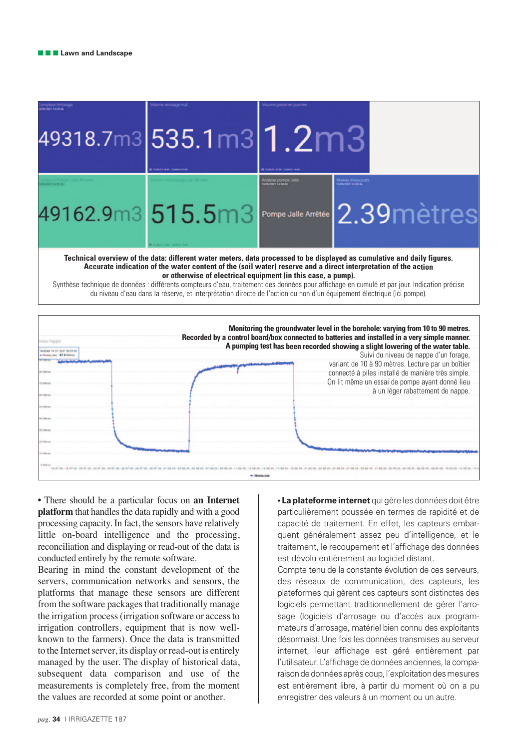Technical overview of the data: different water meters, data processed to be displayed as cumulative and daily figures. Accurate indication of the water content of the (soil water) reserve and a direct interpretation of the action or otherwise of electrical equipment (in this case, a pump).

Synthèse technique de données : différents compteurs d'eau, traitement des données pour affichage en cumulé et par jour. Indication précise du niveau d'eau dans la réserve, et interprétation directe de l'action ou non d'un équipement électrique (ici pompe).

**Monitoring the groundwater level in the borehole: varying from 10 to 90 metres. Recorded by a control board/box connected to batteries and installed in a very simple manner. A pumping test has been recorded showing a slight lowering of the water table.**

Suivi du niveau de nappe d'un forage, variant de 10 à 90 mètres. Lecture par un boîtier connecté à piles installé de manière très simple. On lit même un essai de pompe ayant donné lieu à un léger rabattement de nappe.

• There should be a particular focus on **an Internet platform** that handles the data rapidly and with a good processing capacity. In fact, the sensors have relatively little on-board intelligence and the processing, reconciliation and displaying or read-out of the data is conducted entirely by the remote software.

Bearing in mind the constant development of the servers, communication networks and sensors, the platforms that manage these sensors are different from the software packages that traditionally manage the irrigation process (irrigation software or access to irrigation controllers, equipment that is now well-known to the farmers). Once the data is transmitted to the Internet server, its display or read-out is entirely managed by the user. The display of historical data, subsequent data comparison and use of the measurements is completely free, from the moment the values are recorded at some point or another.

• **La plateforme internet** qui gère les données doit être particulièrement poussée en termes de rapidité et de capacité de traitement. En effet, les capteurs embarquent généralement assez peu d'intelligence, et le traitement, le recoupement et l'affichage des données est dévolu entièrement au logiciel distant.

Compte tenu de la constante évolution de ces serveurs, des réseaux de communication, des capteurs, les plateformes qui gèrent ces capteurs sont distinctes des logiciels permettant traditionnellement de gérer l'arrosage (logiciels d'arrosage ou d'accès aux programmateurs d'arrosage, matériel bien connu des exploitants désormais). Une fois les données transmises au serveur internet, leur affichage est géré entièrement par l'utilisateur. L'affichage de données anciennes, la comparaison de données après coup, l'exploitation des mesures est entièrement libre, à partir du moment où on a pu enregistrer des valeurs à un moment ou un autre.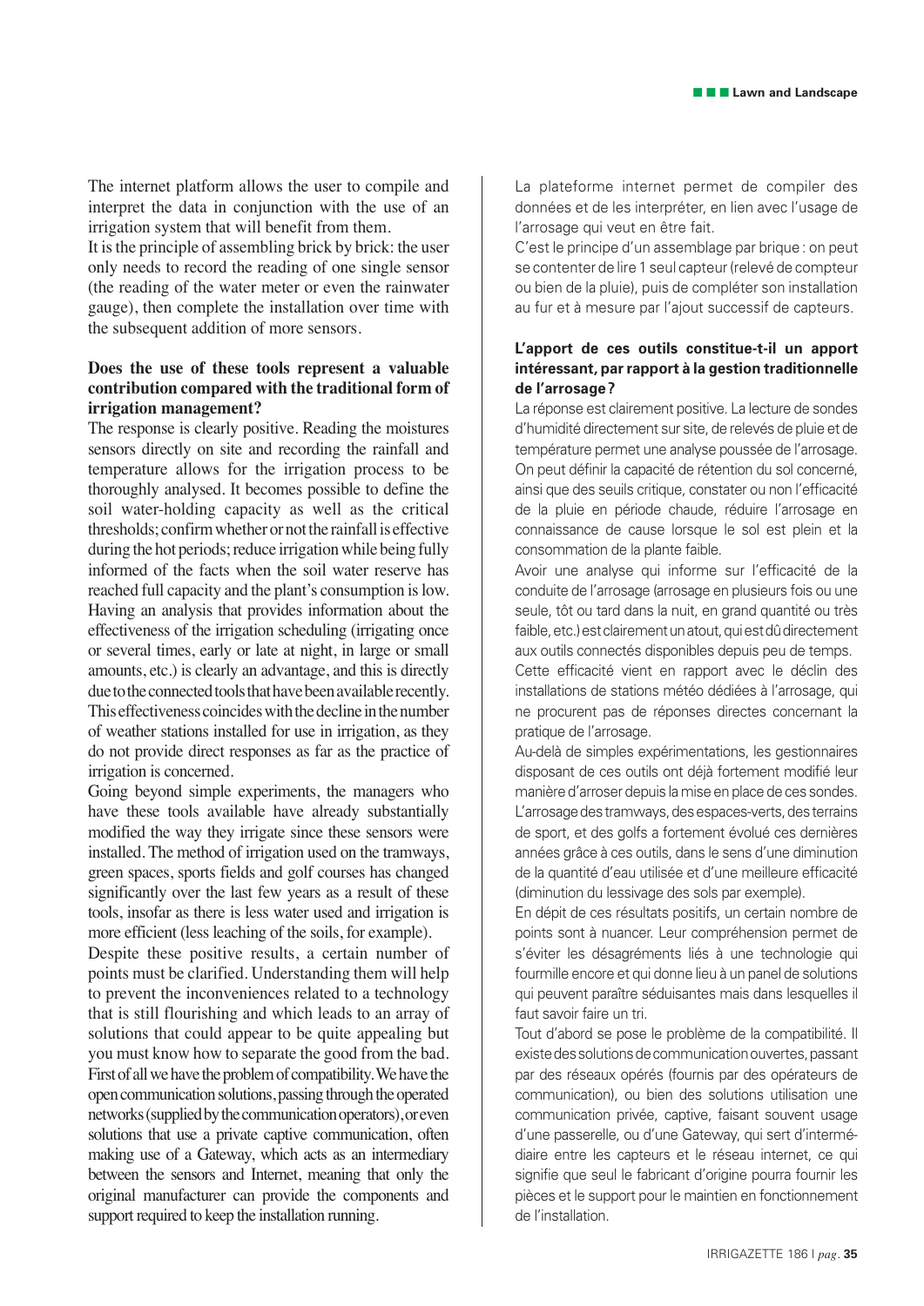The internet platform allows the user to compile and interpret the data in conjunction with the use of an irrigation system that will benefit from them.

It is the principle of assembling brick by brick: the user only needs to record the reading of one single sensor (the reading of the water meter or even the rainwater gauge), then complete the installation over time with the subsequent addition of more sensors.

**Does the use of these tools represent a valuable contribution compared with the traditional form of irrigation management?**

The response is clearly positive. Reading the moistures sensors directly on site and recording the rainfall and temperature allows for the irrigation process to be thoroughly analysed. It becomes possible to define the soil water-holding capacity as well as the critical thresholds; confirm whether or not the rainfall is effective during the hot periods; reduce irrigation while being fully informed of the facts when the soil water reserve has reached full capacity and the plant's consumption is low. Having an analysis that provides information about the effectiveness of the irrigation scheduling (irrigating once or several times, early or late at night, in large or small amounts, etc.) is clearly an advantage, and this is directly due to the connected tools that have been available recently. This effectiveness coincides with the decline in the number of weather stations installed for use in irrigation, as they do not provide direct responses as far as the practice of irrigation is concerned.

Going beyond simple experiments, the managers who have these tools available have already substantially modified the way they irrigate since these sensors were installed. The method of irrigation used on the tramways, green spaces, sports fields and golf courses has changed significantly over the last few years as a result of these tools, insofar as there is less water used and irrigation is more efficient (less leaching of the soils, for example).

Despite these positive results, a certain number of points must be clarified. Understanding them will help to prevent the inconveniences related to a technology that is still flourishing and which leads to an array of solutions that could appear to be quite appealing but you must know how to separate the good from the bad. First of all we have the problem of compatibility. We have the open communication solutions, passing through the operated networks (supplied by the communication operators), or even solutions that use a private captive communication, often making use of a Gateway, which acts as an intermediary between the sensors and Internet, meaning that only the original manufacturer can provide the components and support required to keep the installation running.

La plateforme internet permet de compiler des données et de les interpréter, en lien avec l'usage de l'arrosage qui veut en être fait.

C'est le principe d'un assemblage par brique : on peut se contenter de lire 1 seul capteur (relevé de compteur ou bien de la pluie), puis de compléter son installation au fur et à mesure par l'ajout successif de capteurs.

**L'apport de ces outils constitue-t-il un apport intéressant, par rapport à la gestion traditionnelle de l'arrosage ?**

La réponse est clairement positive. La lecture de sondes d'humidité directement sur site, de relevés de pluie et de température permet une analyse poussée de l'arrosage. On peut définir la capacité de rétention du sol concerné, ainsi que des seuils critique, constater ou non l'efficacité de la pluie en période chaude, réduire l'arrosage en connaissance de cause lorsque le sol est plein et la consommation de la plante faible.

Avoir une analyse qui informe sur l'efficacité de la conduite de l'arrosage (arrosage en plusieurs fois ou une seule, tôt ou tard dans la nuit, en grand quantité ou très faible, etc.) est clairement un atout, qui est dû directement aux outils connectés disponibles depuis peu de temps.

Cette efficacité vient en rapport avec le déclin des installations de stations météo dédiées à l'arrosage, qui ne procurent pas de réponses directes concernant la pratique de l'arrosage.

Au-delà de simples expérimentations, les gestionnaires disposant de ces outils ont déjà fortement modifié leur manière d'arroser depuis la mise en place de ces sondes. L'arrosage des tramways, des espaces-verts, des terrains de sport, et des golfs a fortement évolué ces dernières années grâce à ces outils, dans le sens d'une diminution de la quantité d'eau utilisée et d'une meilleure efficacité (diminution du lessivage des sols par exemple).

En dépit de ces résultats positifs, un certain nombre de points sont à nuancer. Leur compréhension permet de s'éviter les désagréments liés à une technologie qui fourmille encore et qui donne lieu à un panel de solutions qui peuvent paraître séduisantes mais dans lesquelles il faut savoir faire un tri.

Tout d'abord se pose le problème de la compatibilité. Il existe des solutions de communication ouvertes, passant par des réseaux opérés (fournis par des opérateurs de communication), ou bien des solutions utilisation une communication privée, captive, faisant souvent usage d'une passerelle, ou d'une Gateway, qui sert d'intermédiaire entre les capteurs et le réseau internet, ce qui signifie que seul le fabricant d'origine pourra fournir les pièces et le support pour le maintien en fonctionnement de l'installation.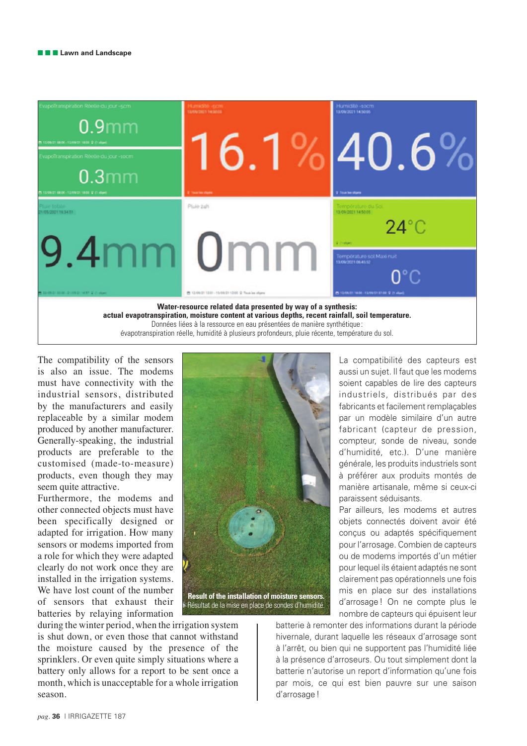**Water-resource related data presented by way of a synthesis: actual evapotranspiration, moisture content at various depths, recent rainfall, soil temperature.**

Données liées à la ressource en eau présentées de manière synthétique : évapotranspiration réelle, humidité à plusieurs profondeurs, pluie récente, température du sol.

The compatibility of the sensors is also an issue. The modems must have connectivity with the industrial sensors, distributed by the manufacturers and easily replaceable by a similar modem produced by another manufacturer. Generally-speaking, the industrial products are preferable to the customised (made-to-measure) products, even though they may seem quite attractive.

Furthermore, the modems and other connected objects must have been specifically designed or adapted for irrigation. How many sensors or modems imported from a role for which they were adapted clearly do not work once they are installed in the irrigation systems. We have lost count of the number of sensors that exhaust their batteries by relaying information during the winter period, when the irrigation system is shut down, or even those that cannot withstand the moisture caused by the presence of the sprinklers. Or even quite simply situations where a battery only allows for a report to be sent once a month, which is unacceptable for a whole irrigation season.

**Result of the installation of moisture sensors.**

Résultat de la mise en place de sondes d'humidité.

La compatibilité des capteurs est aussi un sujet. Il faut que les modems soient capables de lire des capteurs industriels, distribués par des fabricants et facilement remplaçables par un modèle similaire d'un autre fabricant (capteur de pression, compteur, sonde de niveau, sonde d'humidité, etc.). D'une manière générale, les produits industriels sont à préférer aux produits montés de manière artisanale, même si ceux-ci paraissent séduisants.

Par ailleurs, les modems et autres objets connectés doivent avoir été conçus ou adaptés spécifiquement pour l'arrosage. Combien de capteurs ou de modems importés d'un métier pour lequel ils étaient adaptés ne sont clairement pas opérationnels une fois mis en place sur des installations d'arrosage ! On ne compte plus le nombre de capteurs qui épuisent leur batterie à remonter des informations durant la période hivernale, durant laquelle les réseaux d'arrosage sont à l'arrêt, ou bien qui ne supportent pas l'humidité liée à la présence d'arroseurs. Ou tout simplement dont la batterie n'autorise un report d'information qu'une fois par mois, ce qui est bien pauvre sur une saison d'arrosage !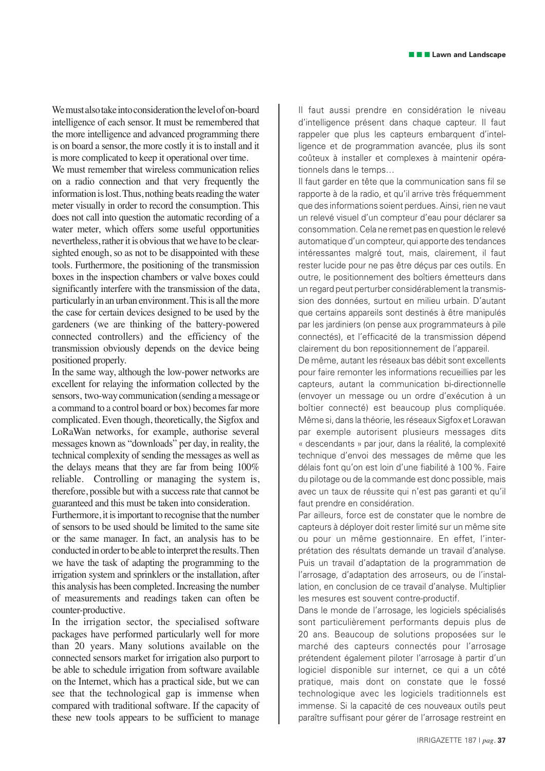We must also take into consideration the level of on-board intelligence of each sensor. It must be remembered that the more intelligence and advanced programming there is on board a sensor, the more costly it is to install and it is more complicated to keep it operational over time.

We must remember that wireless communication relies on a radio connection and that very frequently the information is lost. Thus, nothing beats reading the water meter visually in order to record the consumption. This does not call into question the automatic recording of a water meter, which offers some useful opportunities nevertheless, rather it is obvious that we have to be clear-sighted enough, so as not to be disappointed with these tools. Furthermore, the positioning of the transmission boxes in the inspection chambers or valve boxes could significantly interfere with the transmission of the data, particularly in an urban environment. This is all the more the case for certain devices designed to be used by the gardeners (we are thinking of the battery-powered connected controllers) and the efficiency of the transmission obviously depends on the device being positioned properly.

In the same way, although the low-power networks are excellent for relaying the information collected by the sensors, two-way communication (sending a message or a command to a control board or box) becomes far more complicated. Even though, theoretically, the Sigfox and LoRaWan networks, for example, authorise several messages known as "downloads" per day, in reality, the technical complexity of sending the messages as well as the delays means that they are far from being 100% reliable. Controlling or managing the system is, therefore, possible but with a success rate that cannot be guaranteed and this must be taken into consideration.

Furthermore, it is important to recognise that the number of sensors to be used should be limited to the same site or the same manager. In fact, an analysis has to be conducted in order to be able to interpret the results. Then we have the task of adapting the programming to the irrigation system and sprinklers or the installation, after this analysis has been completed. Increasing the number of measurements and readings taken can often be counter-productive.

In the irrigation sector, the specialised software packages have performed particularly well for more than 20 years. Many solutions available on the connected sensors market for irrigation also purport to be able to schedule irrigation from software available on the Internet, which has a practical side, but we can see that the technological gap is immense when compared with traditional software. If the capacity of these new tools appears to be sufficient to manage

Il faut aussi prendre en considération le niveau d'intelligence présent dans chaque capteur. Il faut rappeler que plus les capteurs embarquent d'intelligence et de programmation avancée, plus ils sont coûteux à installer et complexes à maintenir opérationnels dans le temps…

Il faut garder en tête que la communication sans fil se rapporte à de la radio, et qu'il arrive très fréquemment que des informations soient perdues. Ainsi, rien ne vaut un relevé visuel d'un compteur d'eau pour déclarer sa consommation. Cela ne remet pas en question le relevé automatique d'un compteur, qui apporte des tendances intéressantes malgré tout, mais, clairement, il faut rester lucide pour ne pas être déçus par ces outils. En outre, le positionnement des boîtiers émetteurs dans un regard peut perturber considérablement la transmission des données, surtout en milieu urbain. D'autant que certains appareils sont destinés à être manipulés par les jardiniers (on pense aux programmateurs à pile connectés), et l'efficacité de la transmission dépend clairement du bon repositionnement de l'appareil.

De même, autant les réseaux bas débit sont excellents pour faire remonter les informations recueillies par les capteurs, autant la communication bi-directionnelle (envoyer un message ou un ordre d'exécution à un boîtier connecté) est beaucoup plus compliquée. Même si, dans la théorie, les réseaux Sigfox et Lorawan par exemple autorisent plusieurs messages dits « descendants » par jour, dans la réalité, la complexité technique d'envoi des messages de même que les délais font qu'on est loin d'une fiabilité à 100 %. Faire du pilotage ou de la commande est donc possible, mais avec un taux de réussite qui n'est pas garanti et qu'il faut prendre en considération.

Par ailleurs, force est de constater que le nombre de capteurs à déployer doit rester limité sur un même site ou pour un même gestionnaire. En effet, l'interprétation des résultats demande un travail d'analyse. Puis un travail d'adaptation de la programmation de l'arrosage, d'adaptation des arroseurs, ou de l'installation, en conclusion de ce travail d'analyse. Multiplier les mesures est souvent contre-productif.

Dans le monde de l'arrosage, les logiciels spécialisés sont particulièrement performants depuis plus de 20 ans. Beaucoup de solutions proposées sur le marché des capteurs connectés pour l'arrosage prétendent également piloter l'arrosage à partir d'un logiciel disponible sur internet, ce qui a un côté pratique, mais dont on constate que le fossé technologique avec les logiciels traditionnels est immense. Si la capacité de ces nouveaux outils peut paraître suffisant pour gérer de l'arrosage restreint en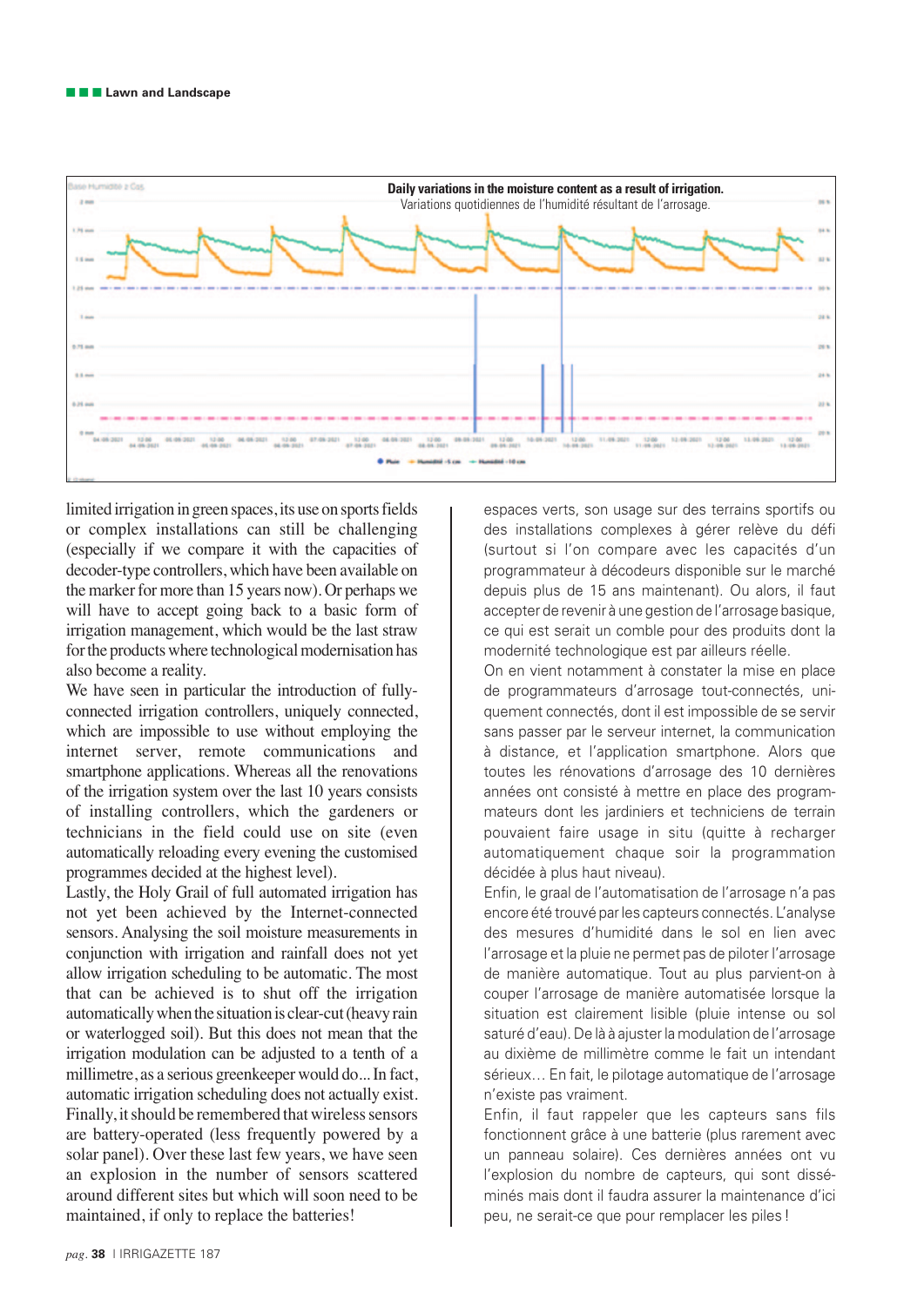Daily variations in the moisture content as a result of irrigation.
Variations quotidiennes de l'humidité résultant de l'arrosage.

limited irrigation in green spaces, its use on sports fields or complex installations can still be challenging (especially if we compare it with the capacities of decoder-type controllers, which have been available on the marker for more than 15 years now). Or perhaps we will have to accept going back to a basic form of irrigation management, which would be the last straw for the products where technological modernisation has also become a reality.

We have seen in particular the introduction of fully-connected irrigation controllers, uniquely connected, which are impossible to use without employing the internet server, remote communications and smartphone applications. Whereas all the renovations of the irrigation system over the last 10 years consists of installing controllers, which the gardeners or technicians in the field could use on site (even automatically reloading every evening the customised programmes decided at the highest level).

Lastly, the Holy Grail of full automated irrigation has not yet been achieved by the Internet-connected sensors. Analysing the soil moisture measurements in conjunction with irrigation and rainfall does not yet allow irrigation scheduling to be automatic. The most that can be achieved is to shut off the irrigation automatically when the situation is clear-cut (heavy rain or waterlogged soil). But this does not mean that the irrigation modulation can be adjusted to a tenth of a millimetre, as a serious greenkeeper would do... In fact, automatic irrigation scheduling does not actually exist.

Finally, it should be remembered that wireless sensors are battery-operated (less frequently powered by a solar panel). Over these last few years, we have seen an explosion in the number of sensors scattered around different sites but which will soon need to be maintained, if only to replace the batteries!

espaces verts, son usage sur des terrains sportifs ou des installations complexes à gérer relève du défi (surtout si l'on compare avec les capacités d'un programmateur à décodeurs disponible sur le marché depuis plus de 15 ans maintenant). Ou alors, il faut accepter de revenir à une gestion de l'arrosage basique, ce qui est serait un comble pour des produits dont la modernité technologique est par ailleurs réelle.

On en vient notamment à constater la mise en place de programmateurs d'arrosage tout-connectés, uniquement connectés, dont il est impossible de se servir sans passer par le serveur internet, la communication à distance, et l'application smartphone. Alors que toutes les rénovations d'arrosage des 10 dernières années ont consisté à mettre en place des programmateurs dont les jardiniers et techniciens de terrain pouvaient faire usage in situ (quitte à recharger automatiquement chaque soir la programmation décidée à plus haut niveau).

Enfin, le graal de l'automatisation de l'arrosage n'a pas encore été trouvé par les capteurs connectés. L'analyse des mesures d'humidité dans le sol en lien avec l'arrosage et la pluie ne permet pas de piloter l'arrosage de manière automatique. Tout au plus parvient-on à couper l'arrosage de manière automatisée lorsque la situation est clairement lisible (pluie intense ou sol saturé d'eau). De là à ajuster la modulation de l'arrosage au dixième de millimètre comme le fait un intendant sérieux… En fait, le pilotage automatique de l'arrosage n'existe pas vraiment.

Enfin, il faut rappeler que les capteurs sans fils fonctionnent grâce à une batterie (plus rarement avec un panneau solaire). Ces dernières années ont vu l'explosion du nombre de capteurs, qui sont disséminés mais dont il faudra assurer la maintenance d'ici peu, ne serait-ce que pour remplacer les piles !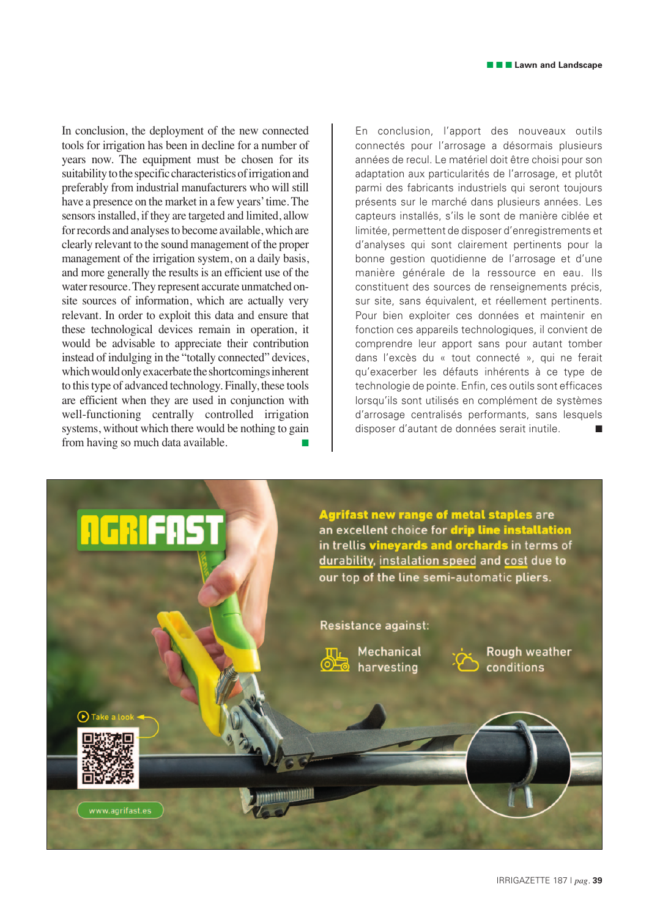In conclusion, the deployment of the new connected tools for irrigation has been in decline for a number of years now. The equipment must be chosen for its suitability to the specific characteristics of irrigation and preferably from industrial manufacturers who will still have a presence on the market in a few years' time. The sensors installed, if they are targeted and limited, allow for records and analyses to become available, which are clearly relevant to the sound management of the proper management of the irrigation system, on a daily basis, and more generally the results is an efficient use of the water resource. They represent accurate unmatched on-site sources of information, which are actually very relevant. In order to exploit this data and ensure that these technological devices remain in operation, it would be advisable to appreciate their contribution instead of indulging in the "totally connected" devices, which would only exacerbate the shortcomings inherent to this type of advanced technology. Finally, these tools are efficient when they are used in conjunction with well-functioning centrally controlled irrigation systems, without which there would be nothing to gain from having so much data available. ■

En conclusion, l'apport des nouveaux outils connectés pour l'arrosage a désormais plusieurs années de recul. Le matériel doit être choisi pour son adaptation aux particularités de l'arrosage, et plutôt parmi des fabricants industriels qui seront toujours présents sur le marché dans plusieurs années. Les capteurs installés, s'ils le sont de manière ciblée et limitée, permettent de disposer d'enregistrements et d'analyses qui sont clairement pertinents pour la bonne gestion quotidienne de l'arrosage et d'une manière générale de la ressource en eau. Ils constituent des sources de renseignements précis, sur site, sans équivalent, et réellement pertinents. Pour bien exploiter ces données et maintenir en fonction ces appareils technologiques, il convient de comprendre leur apport sans pour autant tomber dans l'excès du « tout connecté », qui ne ferait qu'exacerber les défauts inhérents à ce type de technologie de pointe. Enfin, ces outils sont efficaces lorsqu'ils sont utilisés en complément de systèmes d'arrosage centralisés performants, sans lesquels disposer d'autant de données serait inutile. ■

AGRIFAST

**Agrifast new range of metal staples** are an excellent choice for **drip line installation** in trellis **vineyards and orchards** in terms of durability, instalation speed and cost due to our top of the line semi-automatic pliers.

Resistance against:

Mechanical harvesting

Rough weather conditions

Take a look

www.agrifast.es